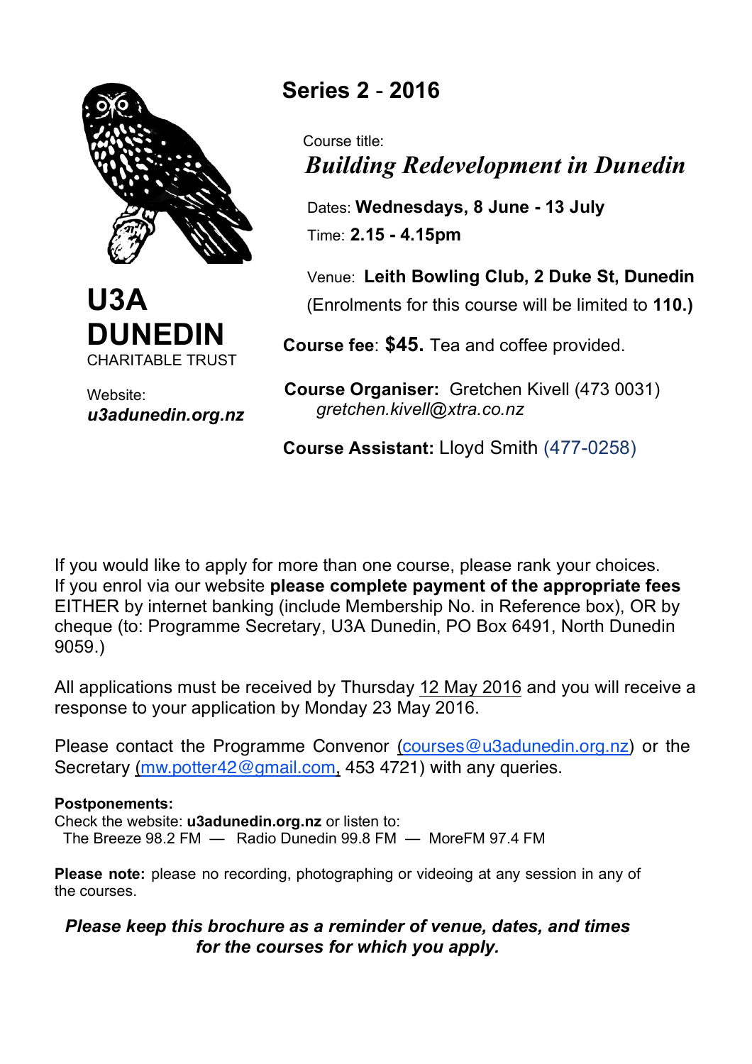# U3A DUNEDIN

CHARITABLE TRUST

Website:
***u3adunedin.org.nz***

## Series 2 - 2016

Course title:
***Building Redevelopment in Dunedin***

Dates: **Wednesdays, 8 June - 13 July**
Time: **2.15 - 4.15pm**

Venue: **Leith Bowling Club, 2 Duke St, Dunedin**
(Enrolments for this course will be limited to **110.)**

**Course fee**: **$45.** Tea and coffee provided.

**Course Organiser:** Gretchen Kivell (473 0031)
*gretchen.kivell@xtra.co.nz*

**Course Assistant:** Lloyd Smith (477-0258)

If you would like to apply for more than one course, please rank your choices.
If you enrol via our website **please complete payment of the appropriate fees** EITHER by internet banking (include Membership No. in Reference box), OR by cheque (to: Programme Secretary, U3A Dunedin, PO Box 6491, North Dunedin 9059.)

All applications must be received by Thursday 12 May 2016 and you will receive a response to your application by Monday 23 May 2016.

Please contact the Programme Convenor (courses@u3adunedin.org.nz) or the Secretary (mw.potter42@gmail.com, 453 4721) with any queries.

**Postponements:**
Check the website: **u3adunedin.org.nz** or listen to:
The Breeze 98.2 FM — Radio Dunedin 99.8 FM — MoreFM 97.4 FM

**Please note:** please no recording, photographing or videoing at any session in any of the courses.

***Please keep this brochure as a reminder of venue, dates, and times for the courses for which you apply.***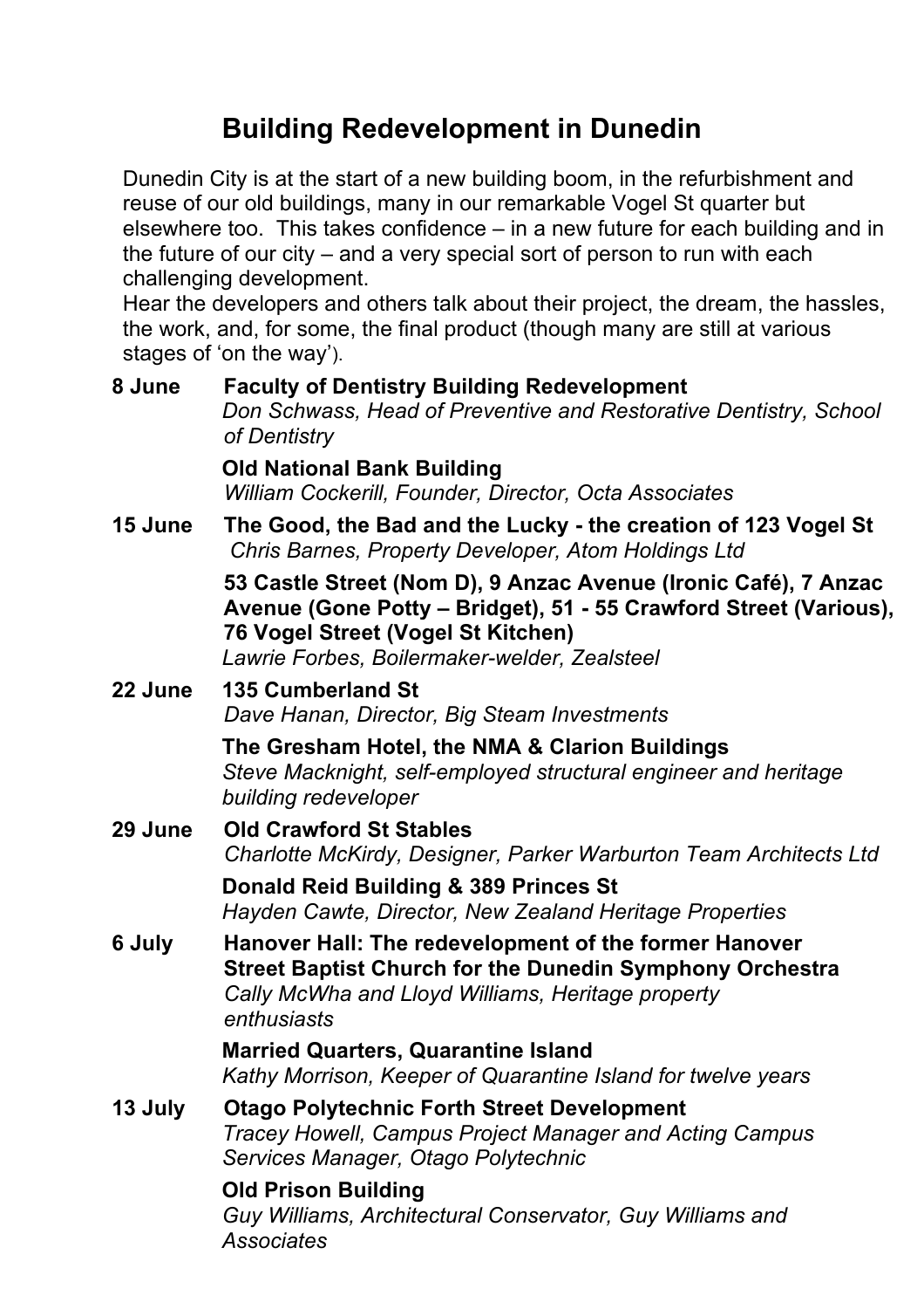# Building Redevelopment in Dunedin

Dunedin City is at the start of a new building boom, in the refurbishment and reuse of our old buildings, many in our remarkable Vogel St quarter but elsewhere too. This takes confidence – in a new future for each building and in the future of our city – and a very special sort of person to run with each challenging development.

Hear the developers and others talk about their project, the dream, the hassles, the work, and, for some, the final product (though many are still at various stages of 'on the way').

**8 June** **Faculty of Dentistry Building Redevelopment**
*Don Schwass, Head of Preventive and Restorative Dentistry, School of Dentistry*

**Old National Bank Building**
*William Cockerill, Founder, Director, Octa Associates*

**15 June** **The Good, the Bad and the Lucky - the creation of 123 Vogel St**
*Chris Barnes, Property Developer, Atom Holdings Ltd*

**53 Castle Street (Nom D), 9 Anzac Avenue (Ironic Café), 7 Anzac Avenue (Gone Potty – Bridget), 51 - 55 Crawford Street (Various), 76 Vogel Street (Vogel St Kitchen)**
*Lawrie Forbes, Boilermaker-welder, Zealsteel*

**22 June** **135 Cumberland St**
*Dave Hanan, Director, Big Steam Investments*

**The Gresham Hotel, the NMA & Clarion Buildings**
*Steve Macknight, self-employed structural engineer and heritage building redeveloper*

**29 June** **Old Crawford St Stables**
*Charlotte McKirdy, Designer, Parker Warburton Team Architects Ltd*

**Donald Reid Building & 389 Princes St**
*Hayden Cawte, Director, New Zealand Heritage Properties*

**6 July** **Hanover Hall: The redevelopment of the former Hanover Street Baptist Church for the Dunedin Symphony Orchestra**
*Cally McWha and Lloyd Williams, Heritage property enthusiasts*

**Married Quarters, Quarantine Island**
*Kathy Morrison, Keeper of Quarantine Island for twelve years*

**13 July** **Otago Polytechnic Forth Street Development**
*Tracey Howell, Campus Project Manager and Acting Campus Services Manager, Otago Polytechnic*

**Old Prison Building**
*Guy Williams, Architectural Conservator, Guy Williams and Associates*